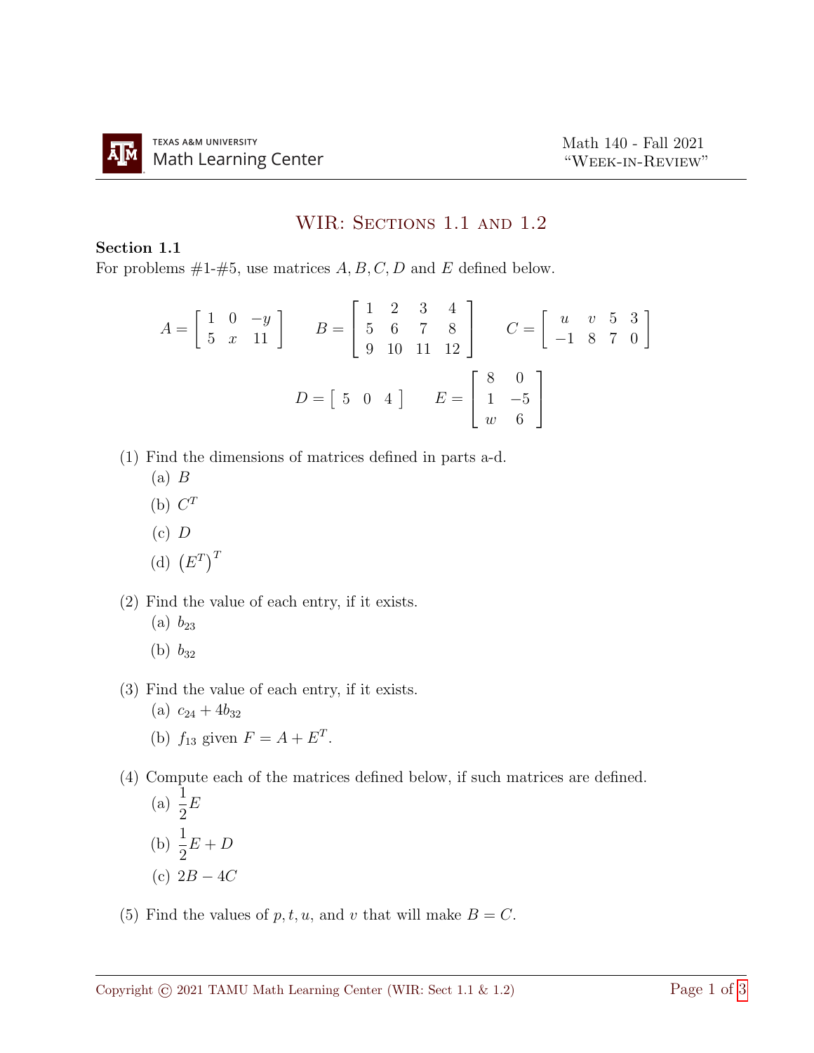# WIR: Sections 1.1 and 1.2

**Section 1.1**

For problems #1-#5, use matrices $A, B, C, D$ and $E$ defined below.

$$A = \begin{bmatrix} 1 & 0 & -y \\ 5 & x & 11 \end{bmatrix} \quad B = \begin{bmatrix} 1 & 2 & 3 & 4 \\ 5 & 6 & 7 & 8 \\ 9 & 10 & 11 & 12 \end{bmatrix} \quad C = \begin{bmatrix} u & v & 5 & 3 \\ -1 & 8 & 7 & 0 \end{bmatrix}$$

$$D = \begin{bmatrix} 5 & 0 & 4 \end{bmatrix} \quad E = \begin{bmatrix} 8 & 0 \\ 1 & -5 \\ w & 6 \end{bmatrix}$$

(1) Find the dimensions of matrices defined in parts a-d.
   (a) $B$
   (b) $C^T$
   (c) $D$
   (d) $\left(E^T\right)^T$

(2) Find the value of each entry, if it exists.
   (a) $b_{23}$
   (b) $b_{32}$

(3) Find the value of each entry, if it exists.
   (a) $c_{24} + 4b_{32}$
   (b) $f_{13}$ given $F = A + E^T$.

(4) Compute each of the matrices defined below, if such matrices are defined.
   (a) $\dfrac{1}{2}E$
   (b) $\dfrac{1}{2}E + D$
   (c) $2B - 4C$

(5) Find the values of $p, t, u,$ and $v$ that will make $B = C$.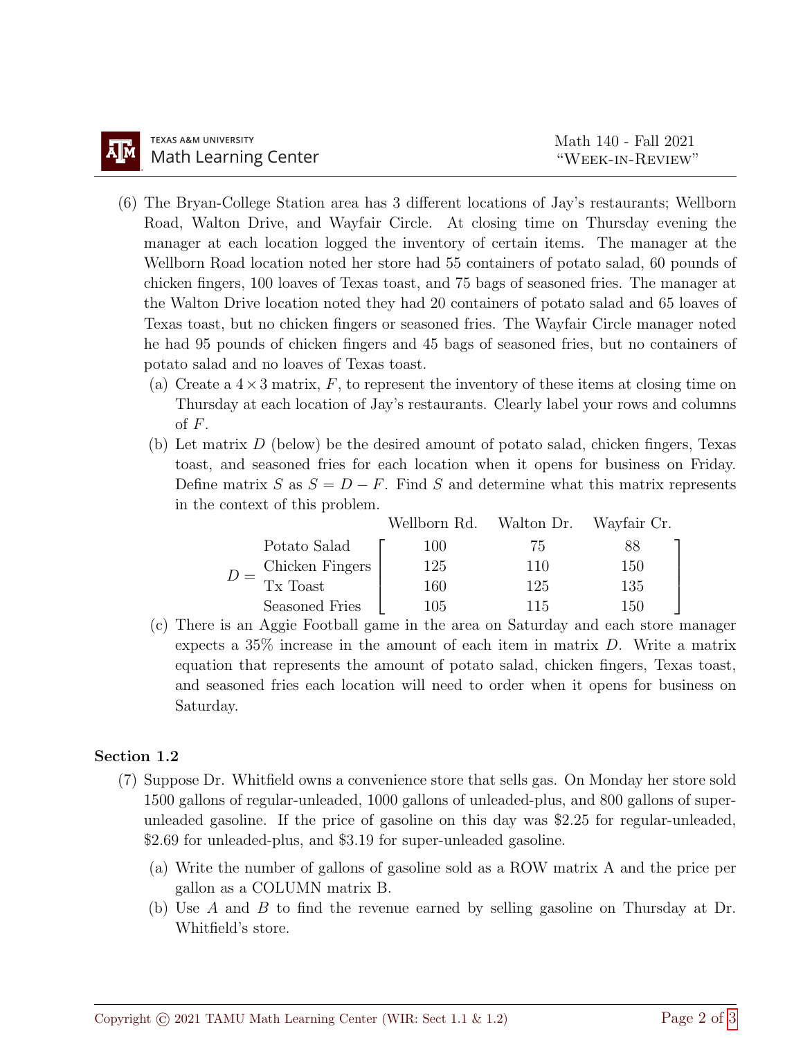(6) The Bryan-College Station area has 3 different locations of Jay's restaurants; Wellborn Road, Walton Drive, and Wayfair Circle. At closing time on Thursday evening the manager at each location logged the inventory of certain items. The manager at the Wellborn Road location noted her store had 55 containers of potato salad, 60 pounds of chicken fingers, 100 loaves of Texas toast, and 75 bags of seasoned fries. The manager at the Walton Drive location noted they had 20 containers of potato salad and 65 loaves of Texas toast, but no chicken fingers or seasoned fries. The Wayfair Circle manager noted he had 95 pounds of chicken fingers and 45 bags of seasoned fries, but no containers of potato salad and no loaves of Texas toast.

(a) Create a $4 \times 3$ matrix, $F$, to represent the inventory of these items at closing time on Thursday at each location of Jay's restaurants. Clearly label your rows and columns of $F$.

(b) Let matrix $D$ (below) be the desired amount of potato salad, chicken fingers, Texas toast, and seasoned fries for each location when it opens for business on Friday. Define matrix $S$ as $S = D - F$. Find $S$ and determine what this matrix represents in the context of this problem.

$$D = \begin{array}{r} \text{Potato Salad} \\ \text{Chicken Fingers} \\ \text{Tx Toast} \\ \text{Seasoned Fries} \end{array} \overset{\begin{array}{ccc} \text{Wellborn Rd.} & \text{Walton Dr.} & \text{Wayfair Cr.} \end{array}}{\begin{bmatrix} 100 & 75 & 88 \\ 125 & 110 & 150 \\ 160 & 125 & 135 \\ 105 & 115 & 150 \end{bmatrix}}$$

(c) There is an Aggie Football game in the area on Saturday and each store manager expects a 35% increase in the amount of each item in matrix $D$. Write a matrix equation that represents the amount of potato salad, chicken fingers, Texas toast, and seasoned fries each location will need to order when it opens for business on Saturday.

### Section 1.2

(7) Suppose Dr. Whitfield owns a convenience store that sells gas. On Monday her store sold 1500 gallons of regular-unleaded, 1000 gallons of unleaded-plus, and 800 gallons of super-unleaded gasoline. If the price of gasoline on this day was \$2.25 for regular-unleaded, \$2.69 for unleaded-plus, and \$3.19 for super-unleaded gasoline.

(a) Write the number of gallons of gasoline sold as a ROW matrix A and the price per gallon as a COLUMN matrix B.

(b) Use $A$ and $B$ to find the revenue earned by selling gasoline on Thursday at Dr. Whitfield's store.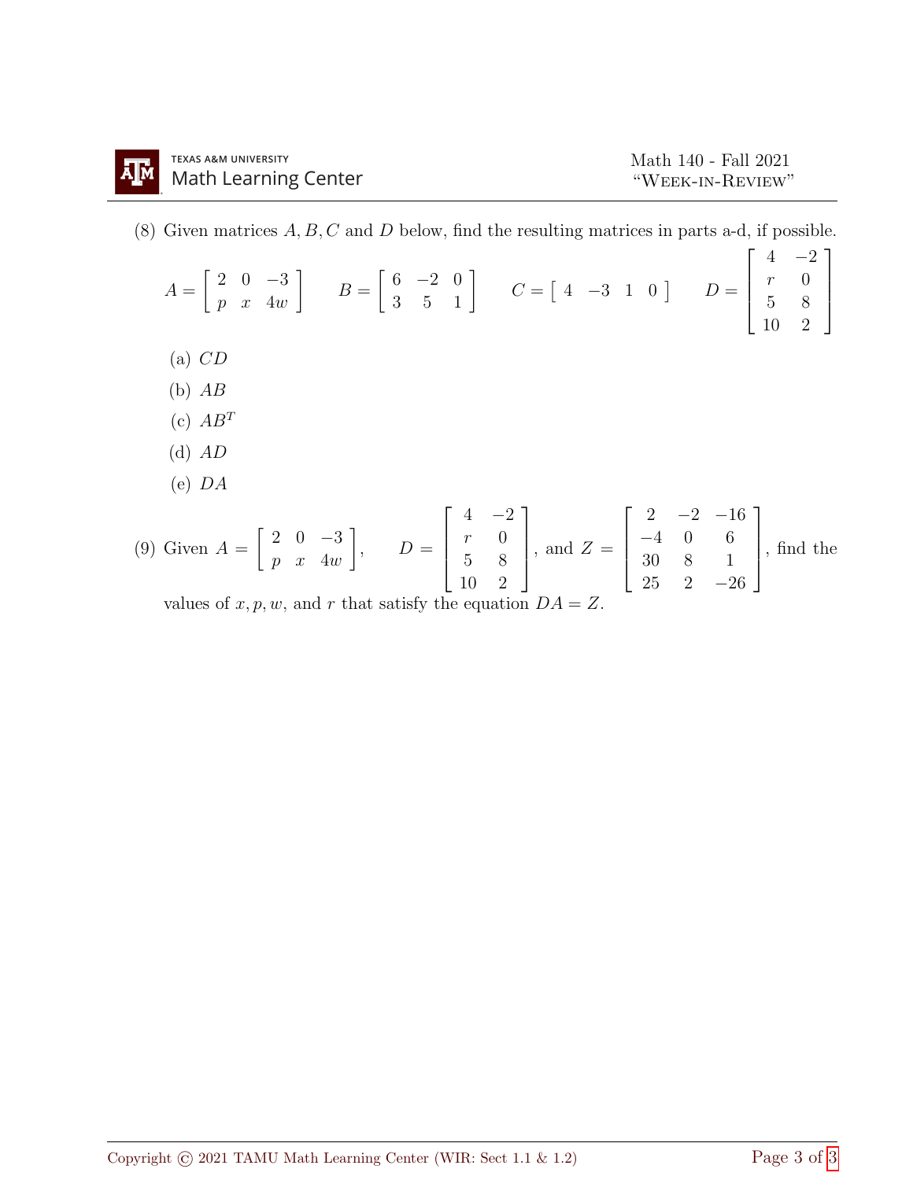(8) Given matrices $A, B, C$ and $D$ below, find the resulting matrices in parts a-d, if possible.

$$A = \begin{bmatrix} 2 & 0 & -3 \\ p & x & 4w \end{bmatrix} \qquad B = \begin{bmatrix} 6 & -2 & 0 \\ 3 & 5 & 1 \end{bmatrix} \qquad C = \begin{bmatrix} 4 & -3 & 1 & 0 \end{bmatrix} \qquad D = \begin{bmatrix} 4 & -2 \\ r & 0 \\ 5 & 8 \\ 10 & 2 \end{bmatrix}$$

(a) $CD$

(b) $AB$

(c) $AB^T$

(d) $AD$

(e) $DA$

(9) Given $A = \begin{bmatrix} 2 & 0 & -3 \\ p & x & 4w \end{bmatrix}$, $D = \begin{bmatrix} 4 & -2 \\ r & 0 \\ 5 & 8 \\ 10 & 2 \end{bmatrix}$, and $Z = \begin{bmatrix} 2 & -2 & -16 \\ -4 & 0 & 6 \\ 30 & 8 & 1 \\ 25 & 2 & -26 \end{bmatrix}$, find the values of $x, p, w$, and $r$ that satisfy the equation $DA = Z$.